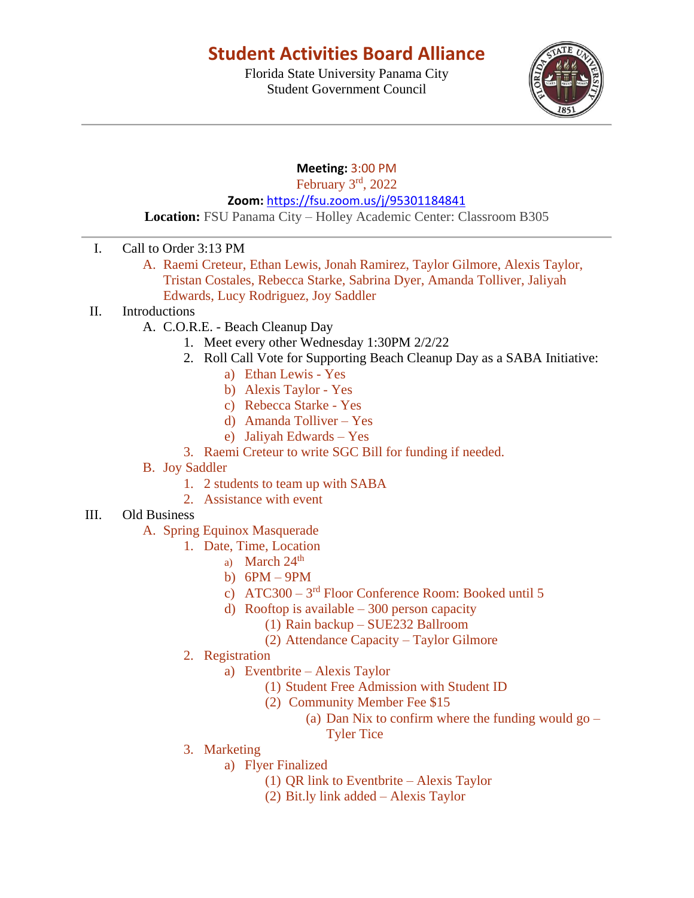# Student Activities Board Alliance

Florida State University Panama City
Student Government Council

---

**Meeting:** 3:00 PM
February 3rd, 2022
**Zoom:** https://fsu.zoom.us/j/95301184841
**Location:** FSU Panama City – Holley Academic Center: Classroom B305

---

I. Call to Order 3:13 PM
   A. Raemi Creteur, Ethan Lewis, Jonah Ramirez, Taylor Gilmore, Alexis Taylor, Tristan Costales, Rebecca Starke, Sabrina Dyer, Amanda Tolliver, Jaliyah Edwards, Lucy Rodriguez, Joy Saddler

II. Introductions
   A. C.O.R.E. - Beach Cleanup Day
      1. Meet every other Wednesday 1:30PM 2/2/22
      2. Roll Call Vote for Supporting Beach Cleanup Day as a SABA Initiative:
         a) Ethan Lewis - Yes
         b) Alexis Taylor - Yes
         c) Rebecca Starke - Yes
         d) Amanda Tolliver – Yes
         e) Jaliyah Edwards – Yes
      3. Raemi Creteur to write SGC Bill for funding if needed.
   B. Joy Saddler
      1. 2 students to team up with SABA
      2. Assistance with event

III. Old Business
   A. Spring Equinox Masquerade
      1. Date, Time, Location
         a) March 24th
         b) 6PM – 9PM
         c) ATC300 – 3rd Floor Conference Room: Booked until 5
         d) Rooftop is available – 300 person capacity
            (1) Rain backup – SUE232 Ballroom
            (2) Attendance Capacity – Taylor Gilmore
      2. Registration
         a) Eventbrite – Alexis Taylor
            (1) Student Free Admission with Student ID
            (2) Community Member Fee $15
               (a) Dan Nix to confirm where the funding would go – Tyler Tice
      3. Marketing
         a) Flyer Finalized
            (1) QR link to Eventbrite – Alexis Taylor
            (2) Bit.ly link added – Alexis Taylor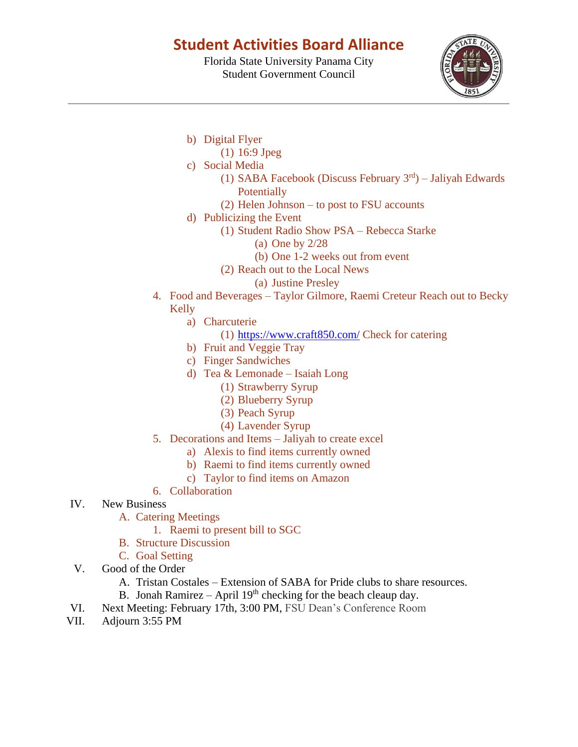# Student Activities Board Alliance

Florida State University Panama City
Student Government Council

- b) Digital Flyer
  - (1) 16:9 Jpeg
- c) Social Media
  - (1) SABA Facebook (Discuss February 3rd) – Jaliyah Edwards Potentially
  - (2) Helen Johnson – to post to FSU accounts
- d) Publicizing the Event
  - (1) Student Radio Show PSA – Rebecca Starke
    - (a) One by 2/28
    - (b) One 1-2 weeks out from event
  - (2) Reach out to the Local News
    - (a) Justine Presley

4. Food and Beverages – Taylor Gilmore, Raemi Creteur Reach out to Becky Kelly
   - a) Charcuterie
     - (1) https://www.craft850.com/ Check for catering
   - b) Fruit and Veggie Tray
   - c) Finger Sandwiches
   - d) Tea & Lemonade – Isaiah Long
     - (1) Strawberry Syrup
     - (2) Blueberry Syrup
     - (3) Peach Syrup
     - (4) Lavender Syrup
5. Decorations and Items – Jaliyah to create excel
   - a) Alexis to find items currently owned
   - b) Raemi to find items currently owned
   - c) Taylor to find items on Amazon
6. Collaboration

IV. New Business
- A. Catering Meetings
  1. Raemi to present bill to SGC
- B. Structure Discussion
- C. Goal Setting

V. Good of the Order
- A. Tristan Costales – Extension of SABA for Pride clubs to share resources.
- B. Jonah Ramirez – April 19th checking for the beach cleaup day.

VI. Next Meeting: February 17th, 3:00 PM, FSU Dean's Conference Room

VII. Adjourn 3:55 PM